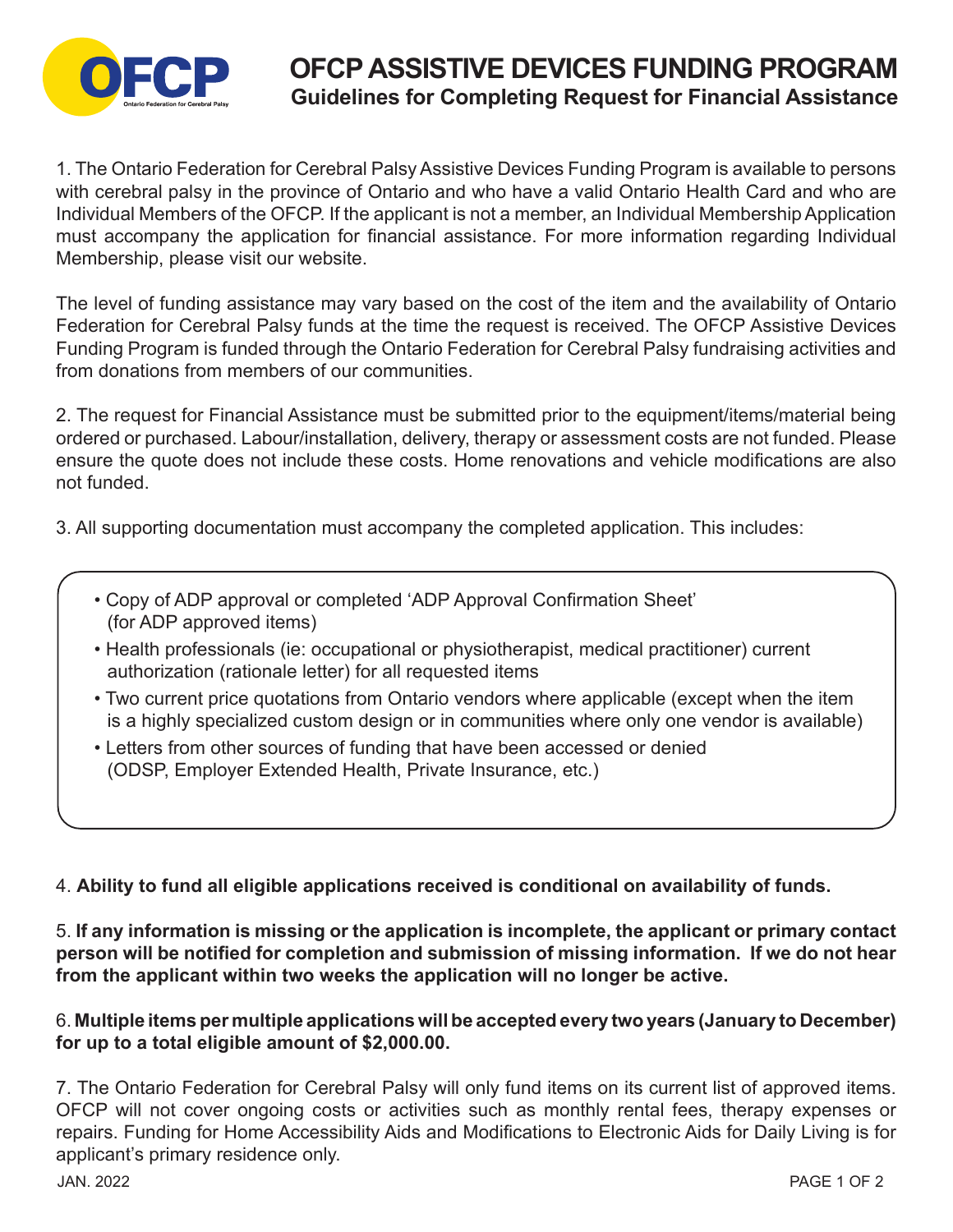# OFCP ASSISTIVE DEVICES FUNDING PROGRAM

## Guidelines for Completing Request for Financial Assistance

1. The Ontario Federation for Cerebral Palsy Assistive Devices Funding Program is available to persons with cerebral palsy in the province of Ontario and who have a valid Ontario Health Card and who are Individual Members of the OFCP. If the applicant is not a member, an Individual Membership Application must accompany the application for financial assistance. For more information regarding Individual Membership, please visit our website.

The level of funding assistance may vary based on the cost of the item and the availability of Ontario Federation for Cerebral Palsy funds at the time the request is received. The OFCP Assistive Devices Funding Program is funded through the Ontario Federation for Cerebral Palsy fundraising activities and from donations from members of our communities.

2. The request for Financial Assistance must be submitted prior to the equipment/items/material being ordered or purchased. Labour/installation, delivery, therapy or assessment costs are not funded. Please ensure the quote does not include these costs. Home renovations and vehicle modifications are also not funded.

3. All supporting documentation must accompany the completed application. This includes:

- Copy of ADP approval or completed 'ADP Approval Confirmation Sheet' (for ADP approved items)
- Health professionals (ie: occupational or physiotherapist, medical practitioner) current authorization (rationale letter) for all requested items
- Two current price quotations from Ontario vendors where applicable (except when the item is a highly specialized custom design or in communities where only one vendor is available)
- Letters from other sources of funding that have been accessed or denied (ODSP, Employer Extended Health, Private Insurance, etc.)

4. **Ability to fund all eligible applications received is conditional on availability of funds.**

5. **If any information is missing or the application is incomplete, the applicant or primary contact person will be notified for completion and submission of missing information. If we do not hear from the applicant within two weeks the application will no longer be active.**

6. **Multiple items per multiple applications will be accepted every two years (January to December) for up to a total eligible amount of $2,000.00.**

7. The Ontario Federation for Cerebral Palsy will only fund items on its current list of approved items. OFCP will not cover ongoing costs or activities such as monthly rental fees, therapy expenses or repairs. Funding for Home Accessibility Aids and Modifications to Electronic Aids for Daily Living is for applicant's primary residence only.

JAN. 2022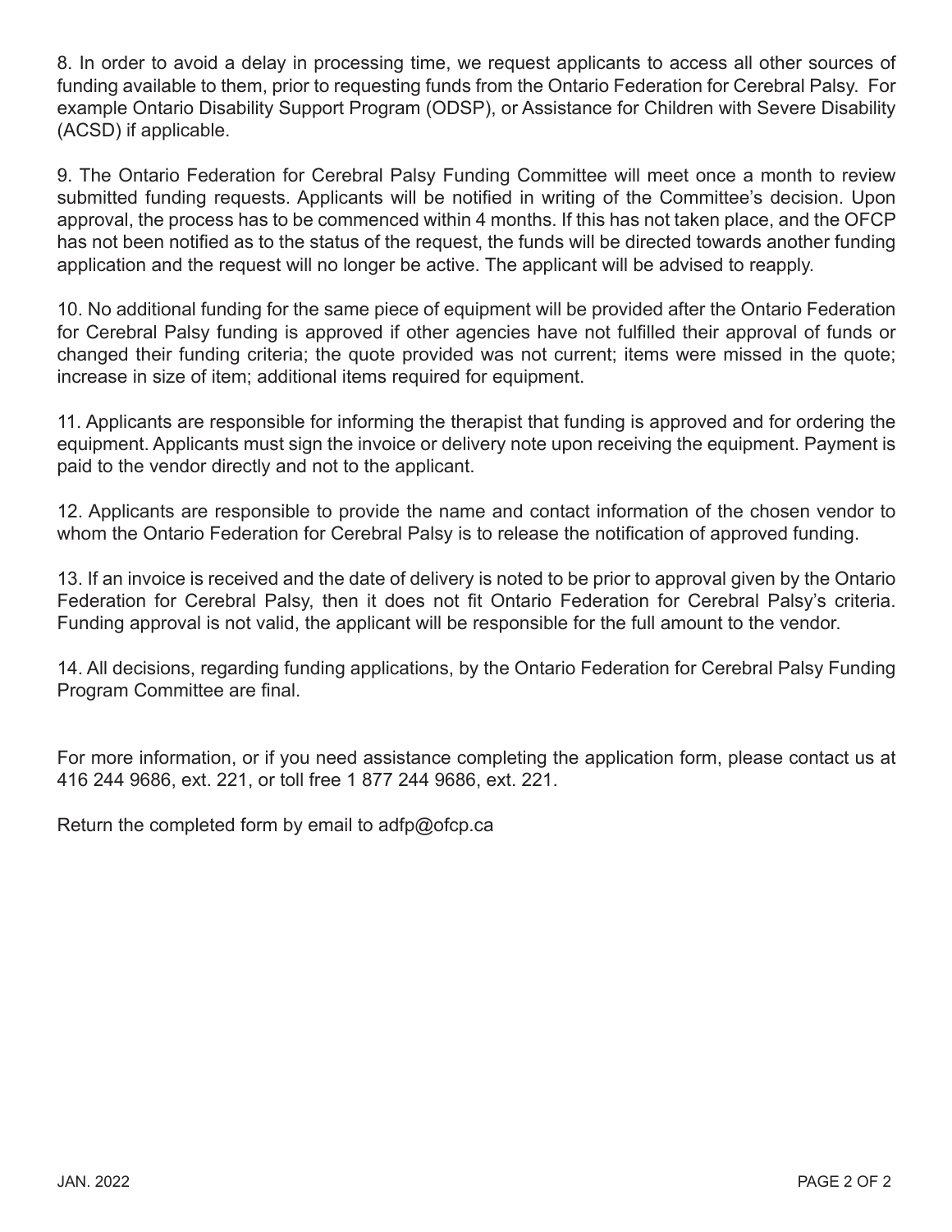8. In order to avoid a delay in processing time, we request applicants to access all other sources of funding available to them, prior to requesting funds from the Ontario Federation for Cerebral Palsy. For example Ontario Disability Support Program (ODSP), or Assistance for Children with Severe Disability (ACSD) if applicable.

9. The Ontario Federation for Cerebral Palsy Funding Committee will meet once a month to review submitted funding requests. Applicants will be notified in writing of the Committee's decision. Upon approval, the process has to be commenced within 4 months. If this has not taken place, and the OFCP has not been notified as to the status of the request, the funds will be directed towards another funding application and the request will no longer be active. The applicant will be advised to reapply.

10. No additional funding for the same piece of equipment will be provided after the Ontario Federation for Cerebral Palsy funding is approved if other agencies have not fulfilled their approval of funds or changed their funding criteria; the quote provided was not current; items were missed in the quote; increase in size of item; additional items required for equipment.

11. Applicants are responsible for informing the therapist that funding is approved and for ordering the equipment. Applicants must sign the invoice or delivery note upon receiving the equipment. Payment is paid to the vendor directly and not to the applicant.

12. Applicants are responsible to provide the name and contact information of the chosen vendor to whom the Ontario Federation for Cerebral Palsy is to release the notification of approved funding.

13. If an invoice is received and the date of delivery is noted to be prior to approval given by the Ontario Federation for Cerebral Palsy, then it does not fit Ontario Federation for Cerebral Palsy's criteria. Funding approval is not valid, the applicant will be responsible for the full amount to the vendor.

14. All decisions, regarding funding applications, by the Ontario Federation for Cerebral Palsy Funding Program Committee are final.

For more information, or if you need assistance completing the application form, please contact us at 416 244 9686, ext. 221, or toll free 1 877 244 9686, ext. 221.

Return the completed form by email to adfp@ofcp.ca

JAN. 2022